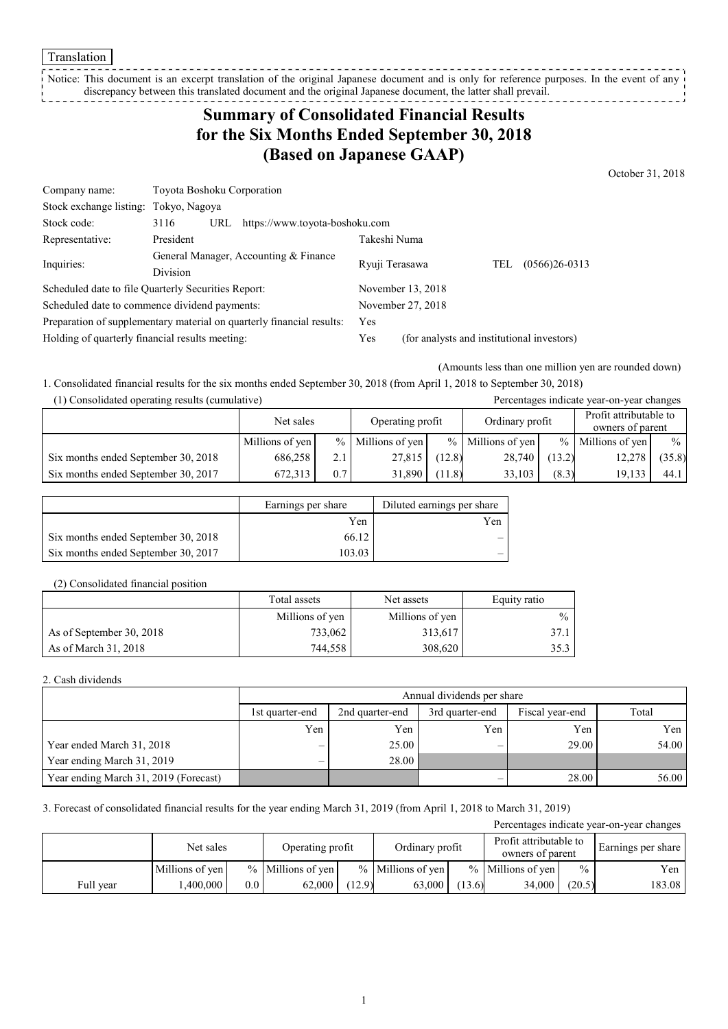Translation

Notice: This document is an excerpt translation of the original Japanese document and is only for reference purposes. In the event of any discrepancy between this translated document and the original Japanese document, the latter shall prevail.

# Summary of Consolidated Financial Results for the Six Months Ended September 30, 2018 (Based on Japanese GAAP)

October 31, 2018

| | | | | |
|---|---|---|---|---|
| Company name: | Toyota Boshoku Corporation | | | |
| Stock exchange listing: | Tokyo, Nagoya | | | |
| Stock code: | 3116 URL https://www.toyota-boshoku.com | | | |
| Representative: | President | Takeshi Numa | | |
| Inquiries: | General Manager, Accounting & Finance Division | Ryuji Terasawa | TEL | (0566)26-0313 |
| Scheduled date to file Quarterly Securities Report: | | November 13, 2018 | | |
| Scheduled date to commence dividend payments: | | November 27, 2018 | | |
| Preparation of supplementary material on quarterly financial results: | | Yes | | |
| Holding of quarterly financial results meeting: | | Yes | (for analysts and institutional investors) | |

(Amounts less than one million yen are rounded down)

1. Consolidated financial results for the six months ended September 30, 2018 (from April 1, 2018 to September 30, 2018)

(1) Consolidated operating results (cumulative)

Percentages indicate year-on-year changes

| | Net sales | | Operating profit | | Ordinary profit | | Profit attributable to owners of parent | |
|---|---|---|---|---|---|---|---|---|
| | Millions of yen | % | Millions of yen | % | Millions of yen | % | Millions of yen | % |
| Six months ended September 30, 2018 | 686,258 | 2.1 | 27,815 | (12.8) | 28,740 | (13.2) | 12,278 | (35.8) |
| Six months ended September 30, 2017 | 672,313 | 0.7 | 31,890 | (11.8) | 33,103 | (8.3) | 19,133 | 44.1 |

| | Earnings per share | Diluted earnings per share |
|---|---|---|
| | Yen | Yen |
| Six months ended September 30, 2018 | 66.12 | – |
| Six months ended September 30, 2017 | 103.03 | – |

(2) Consolidated financial position

| | Total assets | Net assets | Equity ratio |
|---|---|---|---|
| | Millions of yen | Millions of yen | % |
| As of September 30, 2018 | 733,062 | 313,617 | 37.1 |
| As of March 31, 2018 | 744,558 | 308,620 | 35.3 |

2. Cash dividends

| | Annual dividends per share | | | | |
|---|---|---|---|---|---|
| | 1st quarter-end | 2nd quarter-end | 3rd quarter-end | Fiscal year-end | Total |
| | Yen | Yen | Yen | Yen | Yen |
| Year ended March 31, 2018 | – | 25.00 | – | 29.00 | 54.00 |
| Year ending March 31, 2019 | – | 28.00 | | | |
| Year ending March 31, 2019 (Forecast) | | | – | 28.00 | 56.00 |

3. Forecast of consolidated financial results for the year ending March 31, 2019 (from April 1, 2018 to March 31, 2019)

Percentages indicate year-on-year changes

| | Net sales | | Operating profit | | Ordinary profit | | Profit attributable to owners of parent | | Earnings per share |
|---|---|---|---|---|---|---|---|---|---|
| | Millions of yen | % | Millions of yen | % | Millions of yen | % | Millions of yen | % | Yen |
| Full year | 1,400,000 | 0.0 | 62,000 | (12.9) | 63,000 | (13.6) | 34,000 | (20.5) | 183.08 |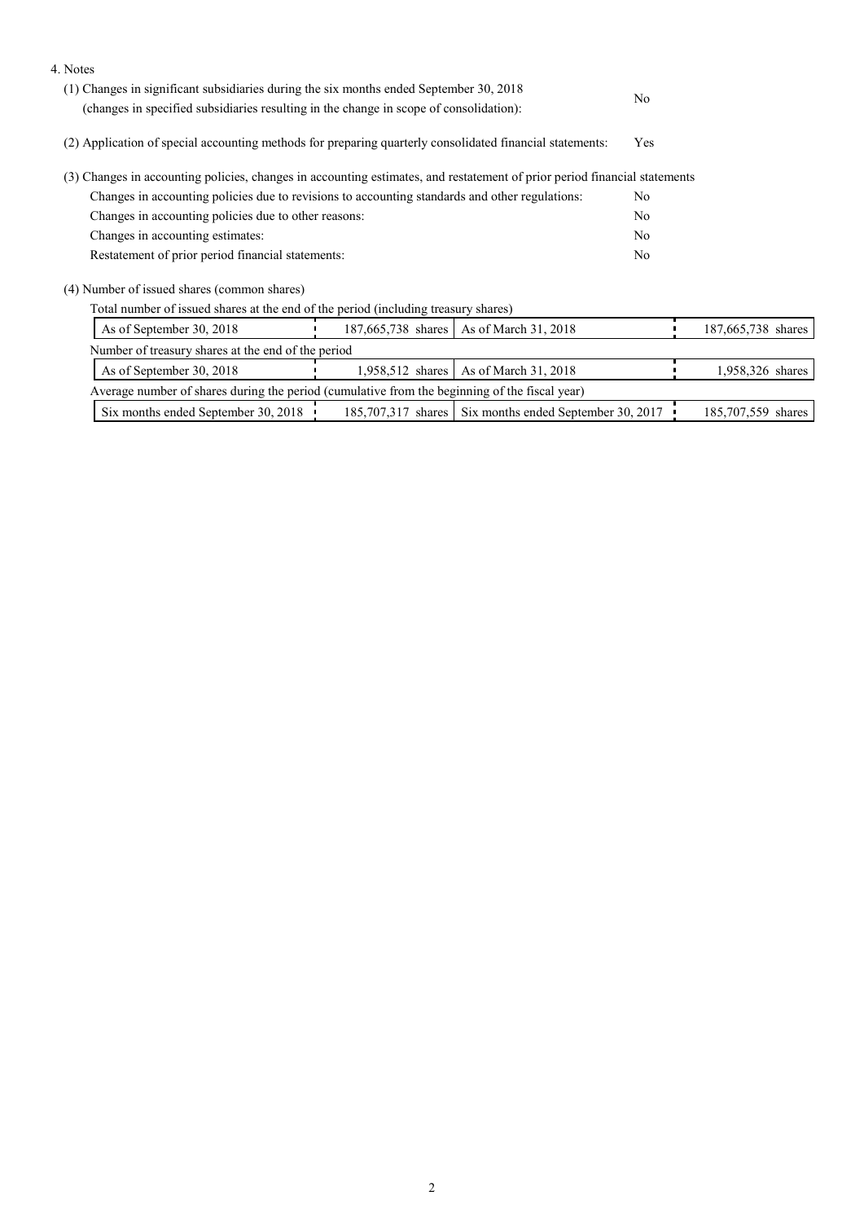4. Notes

(1) Changes in significant subsidiaries during the six months ended September 30, 2018 (changes in specified subsidiaries resulting in the change in scope of consolidation): No

(2) Application of special accounting methods for preparing quarterly consolidated financial statements: Yes

(3) Changes in accounting policies, changes in accounting estimates, and restatement of prior period financial statements

| | |
|---|---|
| Changes in accounting policies due to revisions to accounting standards and other regulations: | No |
| Changes in accounting policies due to other reasons: | No |
| Changes in accounting estimates: | No |
| Restatement of prior period financial statements: | No |

(4) Number of issued shares (common shares)

Total number of issued shares at the end of the period (including treasury shares)

| | | | |
|---|---|---|---|
| As of September 30, 2018 | 187,665,738 shares | As of March 31, 2018 | 187,665,738 shares |

Number of treasury shares at the end of the period

| | | | |
|---|---|---|---|
| As of September 30, 2018 | 1,958,512 shares | As of March 31, 2018 | 1,958,326 shares |

Average number of shares during the period (cumulative from the beginning of the fiscal year)

| | | | |
|---|---|---|---|
| Six months ended September 30, 2018 | 185,707,317 shares | Six months ended September 30, 2017 | 185,707,559 shares |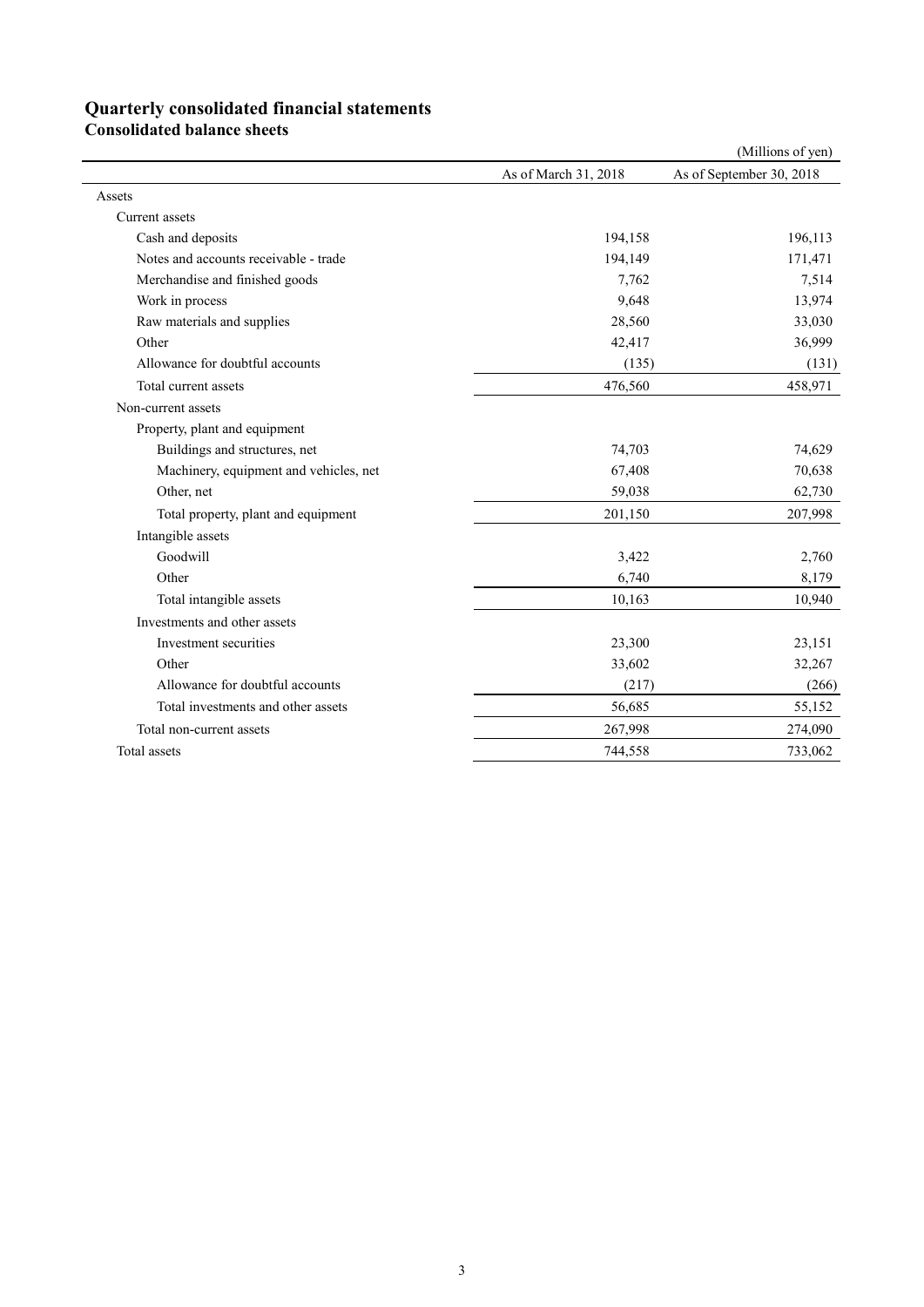# Quarterly consolidated financial statements

## Consolidated balance sheets

(Millions of yen)

| | As of March 31, 2018 | As of September 30, 2018 |
|---|---|---|
| Assets | | |
| Current assets | | |
| Cash and deposits | 194,158 | 196,113 |
| Notes and accounts receivable - trade | 194,149 | 171,471 |
| Merchandise and finished goods | 7,762 | 7,514 |
| Work in process | 9,648 | 13,974 |
| Raw materials and supplies | 28,560 | 33,030 |
| Other | 42,417 | 36,999 |
| Allowance for doubtful accounts | (135) | (131) |
| Total current assets | 476,560 | 458,971 |
| Non-current assets | | |
| Property, plant and equipment | | |
| Buildings and structures, net | 74,703 | 74,629 |
| Machinery, equipment and vehicles, net | 67,408 | 70,638 |
| Other, net | 59,038 | 62,730 |
| Total property, plant and equipment | 201,150 | 207,998 |
| Intangible assets | | |
| Goodwill | 3,422 | 2,760 |
| Other | 6,740 | 8,179 |
| Total intangible assets | 10,163 | 10,940 |
| Investments and other assets | | |
| Investment securities | 23,300 | 23,151 |
| Other | 33,602 | 32,267 |
| Allowance for doubtful accounts | (217) | (266) |
| Total investments and other assets | 56,685 | 55,152 |
| Total non-current assets | 267,998 | 274,090 |
| Total assets | 744,558 | 733,062 |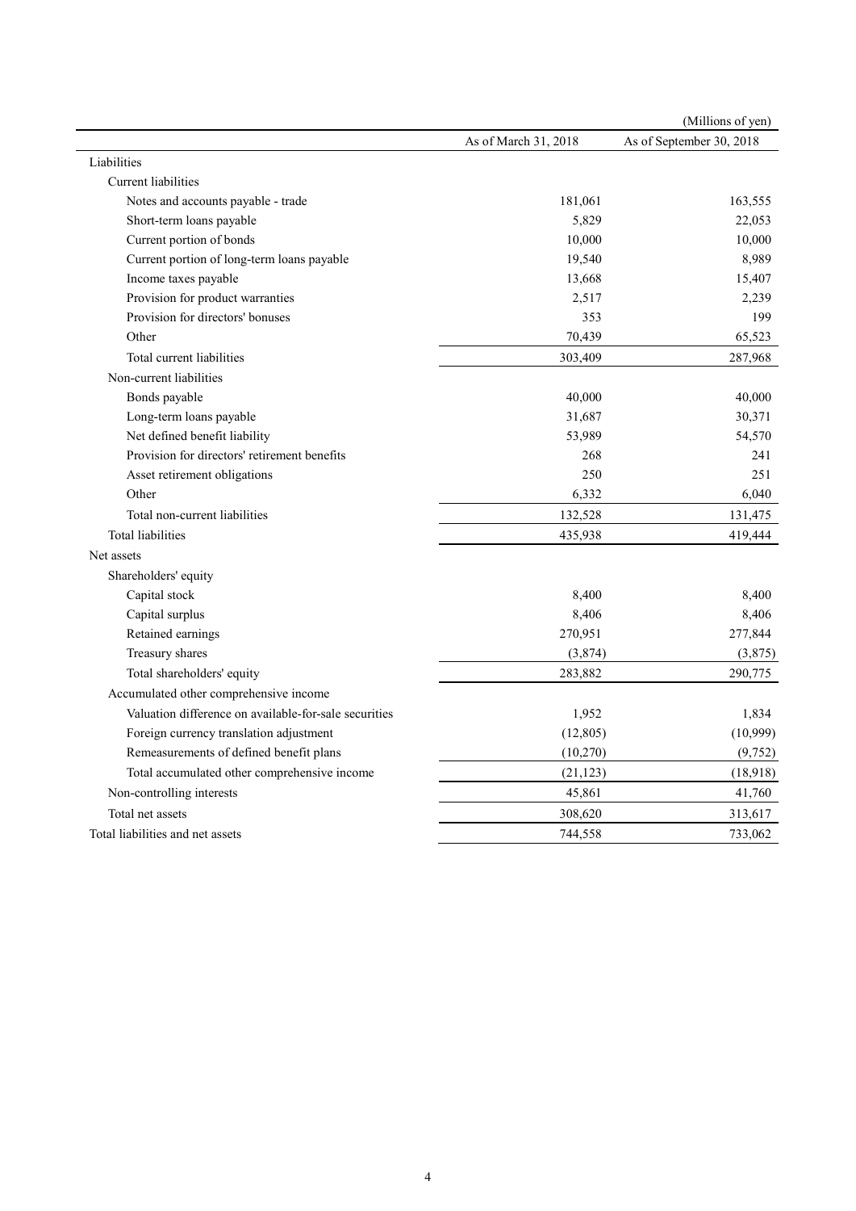(Millions of yen)

| | As of March 31, 2018 | As of September 30, 2018 |
|---|---|---|
| Liabilities | | |
| Current liabilities | | |
| Notes and accounts payable - trade | 181,061 | 163,555 |
| Short-term loans payable | 5,829 | 22,053 |
| Current portion of bonds | 10,000 | 10,000 |
| Current portion of long-term loans payable | 19,540 | 8,989 |
| Income taxes payable | 13,668 | 15,407 |
| Provision for product warranties | 2,517 | 2,239 |
| Provision for directors' bonuses | 353 | 199 |
| Other | 70,439 | 65,523 |
| Total current liabilities | 303,409 | 287,968 |
| Non-current liabilities | | |
| Bonds payable | 40,000 | 40,000 |
| Long-term loans payable | 31,687 | 30,371 |
| Net defined benefit liability | 53,989 | 54,570 |
| Provision for directors' retirement benefits | 268 | 241 |
| Asset retirement obligations | 250 | 251 |
| Other | 6,332 | 6,040 |
| Total non-current liabilities | 132,528 | 131,475 |
| Total liabilities | 435,938 | 419,444 |
| Net assets | | |
| Shareholders' equity | | |
| Capital stock | 8,400 | 8,400 |
| Capital surplus | 8,406 | 8,406 |
| Retained earnings | 270,951 | 277,844 |
| Treasury shares | (3,874) | (3,875) |
| Total shareholders' equity | 283,882 | 290,775 |
| Accumulated other comprehensive income | | |
| Valuation difference on available-for-sale securities | 1,952 | 1,834 |
| Foreign currency translation adjustment | (12,805) | (10,999) |
| Remeasurements of defined benefit plans | (10,270) | (9,752) |
| Total accumulated other comprehensive income | (21,123) | (18,918) |
| Non-controlling interests | 45,861 | 41,760 |
| Total net assets | 308,620 | 313,617 |
| Total liabilities and net assets | 744,558 | 733,062 |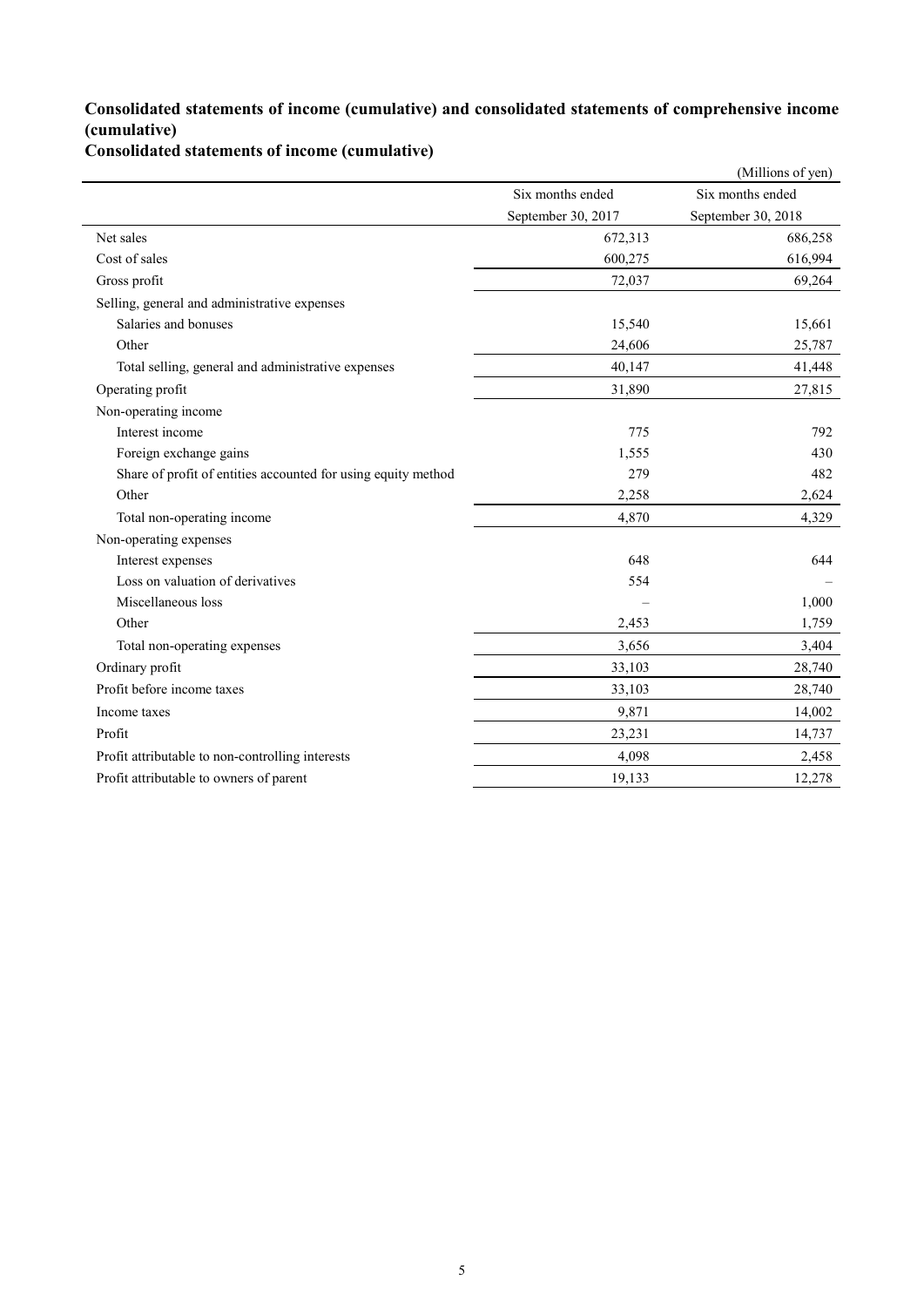## Consolidated statements of income (cumulative) and consolidated statements of comprehensive income (cumulative)

### Consolidated statements of income (cumulative)

(Millions of yen)

| | Six months ended September 30, 2017 | Six months ended September 30, 2018 |
|---|---|---|
| Net sales | 672,313 | 686,258 |
| Cost of sales | 600,275 | 616,994 |
| Gross profit | 72,037 | 69,264 |
| Selling, general and administrative expenses | | |
| Salaries and bonuses | 15,540 | 15,661 |
| Other | 24,606 | 25,787 |
| Total selling, general and administrative expenses | 40,147 | 41,448 |
| Operating profit | 31,890 | 27,815 |
| Non-operating income | | |
| Interest income | 775 | 792 |
| Foreign exchange gains | 1,555 | 430 |
| Share of profit of entities accounted for using equity method | 279 | 482 |
| Other | 2,258 | 2,624 |
| Total non-operating income | 4,870 | 4,329 |
| Non-operating expenses | | |
| Interest expenses | 648 | 644 |
| Loss on valuation of derivatives | 554 | – |
| Miscellaneous loss | – | 1,000 |
| Other | 2,453 | 1,759 |
| Total non-operating expenses | 3,656 | 3,404 |
| Ordinary profit | 33,103 | 28,740 |
| Profit before income taxes | 33,103 | 28,740 |
| Income taxes | 9,871 | 14,002 |
| Profit | 23,231 | 14,737 |
| Profit attributable to non-controlling interests | 4,098 | 2,458 |
| Profit attributable to owners of parent | 19,133 | 12,278 |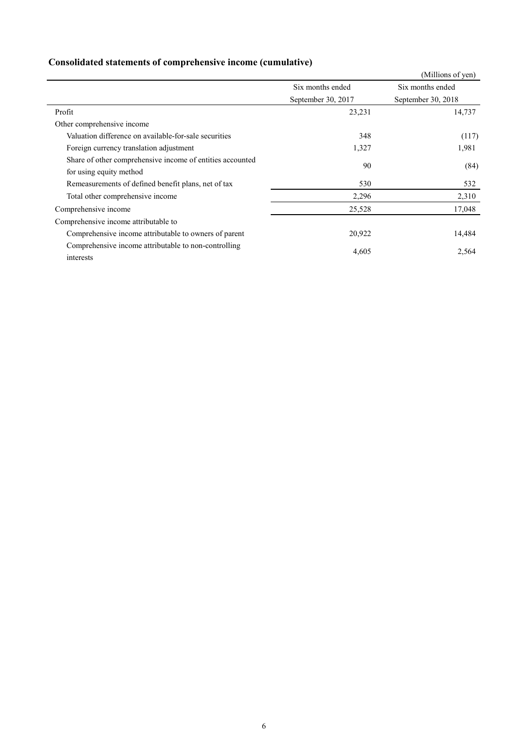## Consolidated statements of comprehensive income (cumulative)

(Millions of yen)

| | Six months ended September 30, 2017 | Six months ended September 30, 2018 |
|---|---|---|
| Profit | 23,231 | 14,737 |
| Other comprehensive income | | |
| Valuation difference on available-for-sale securities | 348 | (117) |
| Foreign currency translation adjustment | 1,327 | 1,981 |
| Share of other comprehensive income of entities accounted for using equity method | 90 | (84) |
| Remeasurements of defined benefit plans, net of tax | 530 | 532 |
| Total other comprehensive income | 2,296 | 2,310 |
| Comprehensive income | 25,528 | 17,048 |
| Comprehensive income attributable to | | |
| Comprehensive income attributable to owners of parent | 20,922 | 14,484 |
| Comprehensive income attributable to non-controlling interests | 4,605 | 2,564 |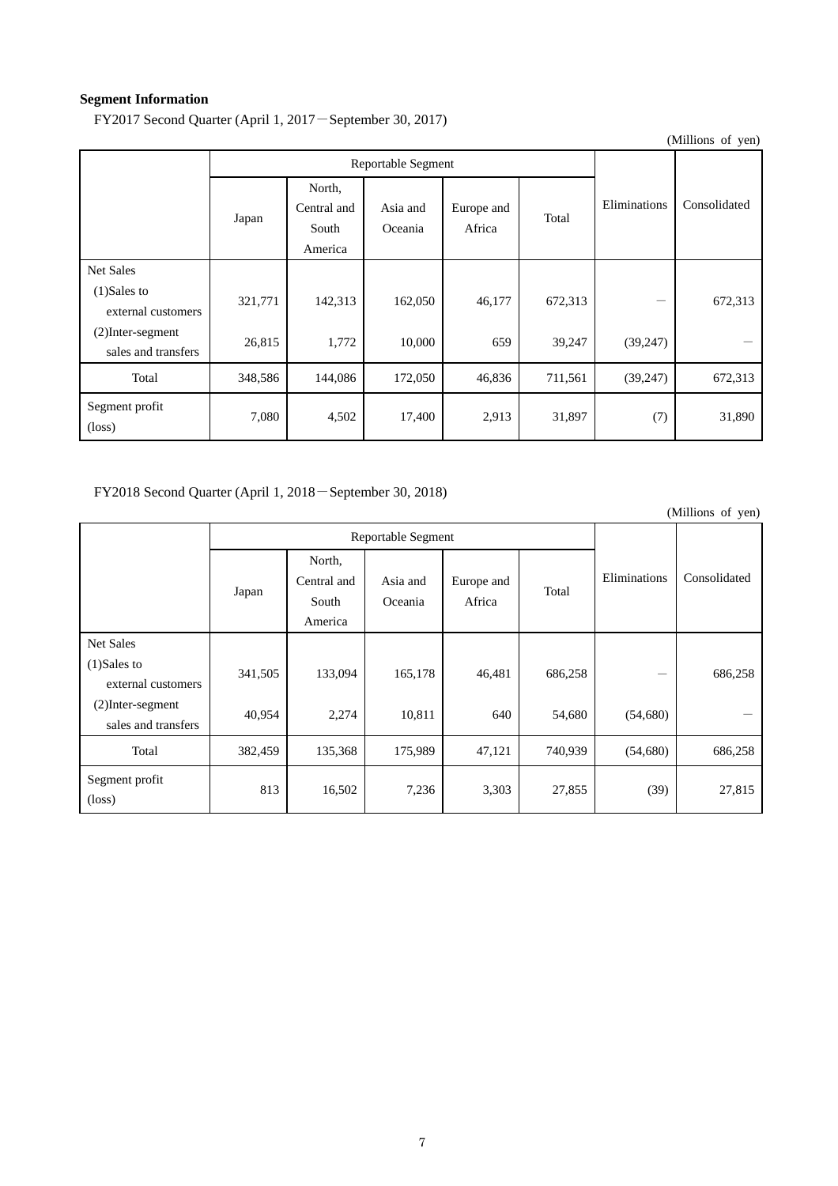**Segment Information**

FY2017 Second Quarter (April 1, 2017－September 30, 2017)

(Millions of yen)

| | Reportable Segment | | | | | Eliminations | Consolidated |
|---|---|---|---|---|---|---|---|
| | Japan | North, Central and South America | Asia and Oceania | Europe and Africa | Total | | |
| Net Sales | | | | | | | |
| (1)Sales to external customers | 321,771 | 142,313 | 162,050 | 46,177 | 672,313 | － | 672,313 |
| (2)Inter-segment sales and transfers | 26,815 | 1,772 | 10,000 | 659 | 39,247 | (39,247) | － |
| Total | 348,586 | 144,086 | 172,050 | 46,836 | 711,561 | (39,247) | 672,313 |
| Segment profit (loss) | 7,080 | 4,502 | 17,400 | 2,913 | 31,897 | (7) | 31,890 |

FY2018 Second Quarter (April 1, 2018－September 30, 2018)

(Millions of yen)

| | Reportable Segment | | | | | Eliminations | Consolidated |
|---|---|---|---|---|---|---|---|
| | Japan | North, Central and South America | Asia and Oceania | Europe and Africa | Total | | |
| Net Sales | | | | | | | |
| (1)Sales to external customers | 341,505 | 133,094 | 165,178 | 46,481 | 686,258 | － | 686,258 |
| (2)Inter-segment sales and transfers | 40,954 | 2,274 | 10,811 | 640 | 54,680 | (54,680) | － |
| Total | 382,459 | 135,368 | 175,989 | 47,121 | 740,939 | (54,680) | 686,258 |
| Segment profit (loss) | 813 | 16,502 | 7,236 | 3,303 | 27,855 | (39) | 27,815 |